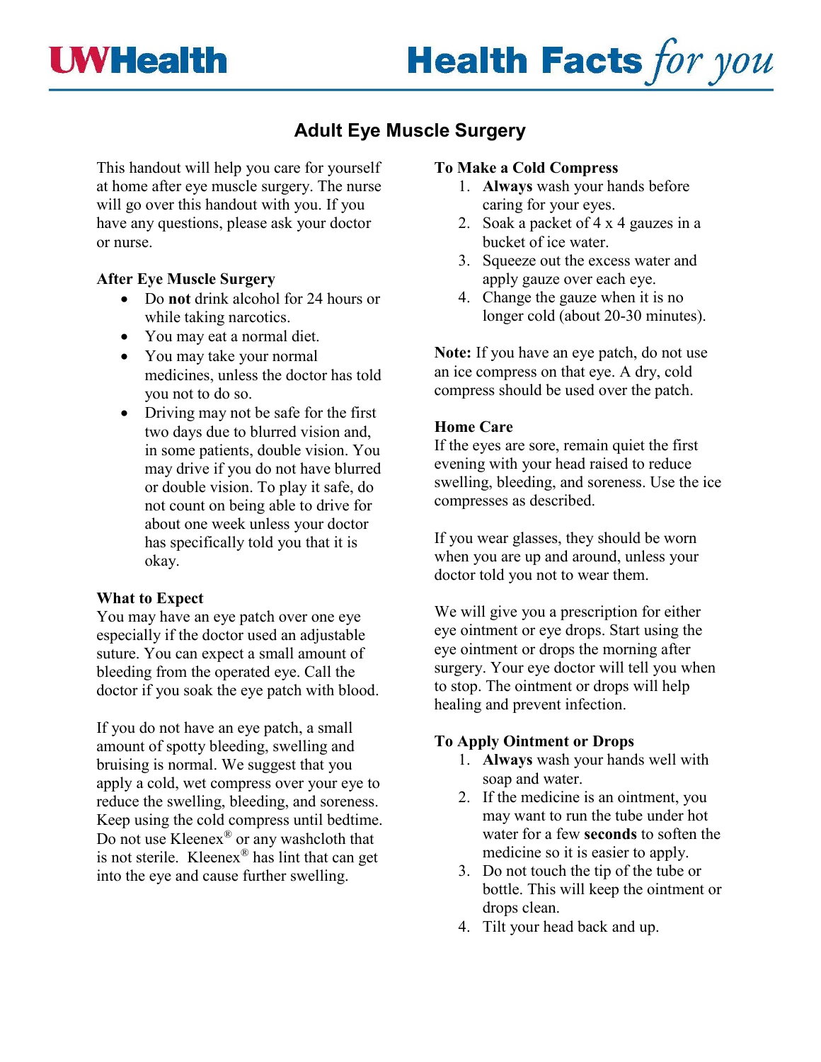# Adult Eye Muscle Surgery

This handout will help you care for yourself at home after eye muscle surgery. The nurse will go over this handout with you. If you have any questions, please ask your doctor or nurse.

### After Eye Muscle Surgery

- Do **not** drink alcohol for 24 hours or while taking narcotics.
- You may eat a normal diet.
- You may take your normal medicines, unless the doctor has told you not to do so.
- Driving may not be safe for the first two days due to blurred vision and, in some patients, double vision. You may drive if you do not have blurred or double vision. To play it safe, do not count on being able to drive for about one week unless your doctor has specifically told you that it is okay.

### What to Expect

You may have an eye patch over one eye especially if the doctor used an adjustable suture. You can expect a small amount of bleeding from the operated eye. Call the doctor if you soak the eye patch with blood.

If you do not have an eye patch, a small amount of spotty bleeding, swelling and bruising is normal. We suggest that you apply a cold, wet compress over your eye to reduce the swelling, bleeding, and soreness. Keep using the cold compress until bedtime. Do not use Kleenex® or any washcloth that is not sterile. Kleenex® has lint that can get into the eye and cause further swelling.

### To Make a Cold Compress

1. **Always** wash your hands before caring for your eyes.
2. Soak a packet of 4 x 4 gauzes in a bucket of ice water.
3. Squeeze out the excess water and apply gauze over each eye.
4. Change the gauze when it is no longer cold (about 20-30 minutes).

**Note:** If you have an eye patch, do not use an ice compress on that eye. A dry, cold compress should be used over the patch.

### Home Care

If the eyes are sore, remain quiet the first evening with your head raised to reduce swelling, bleeding, and soreness. Use the ice compresses as described.

If you wear glasses, they should be worn when you are up and around, unless your doctor told you not to wear them.

We will give you a prescription for either eye ointment or eye drops. Start using the eye ointment or drops the morning after surgery. Your eye doctor will tell you when to stop. The ointment or drops will help healing and prevent infection.

### To Apply Ointment or Drops

1. **Always** wash your hands well with soap and water.
2. If the medicine is an ointment, you may want to run the tube under hot water for a few **seconds** to soften the medicine so it is easier to apply.
3. Do not touch the tip of the tube or bottle. This will keep the ointment or drops clean.
4. Tilt your head back and up.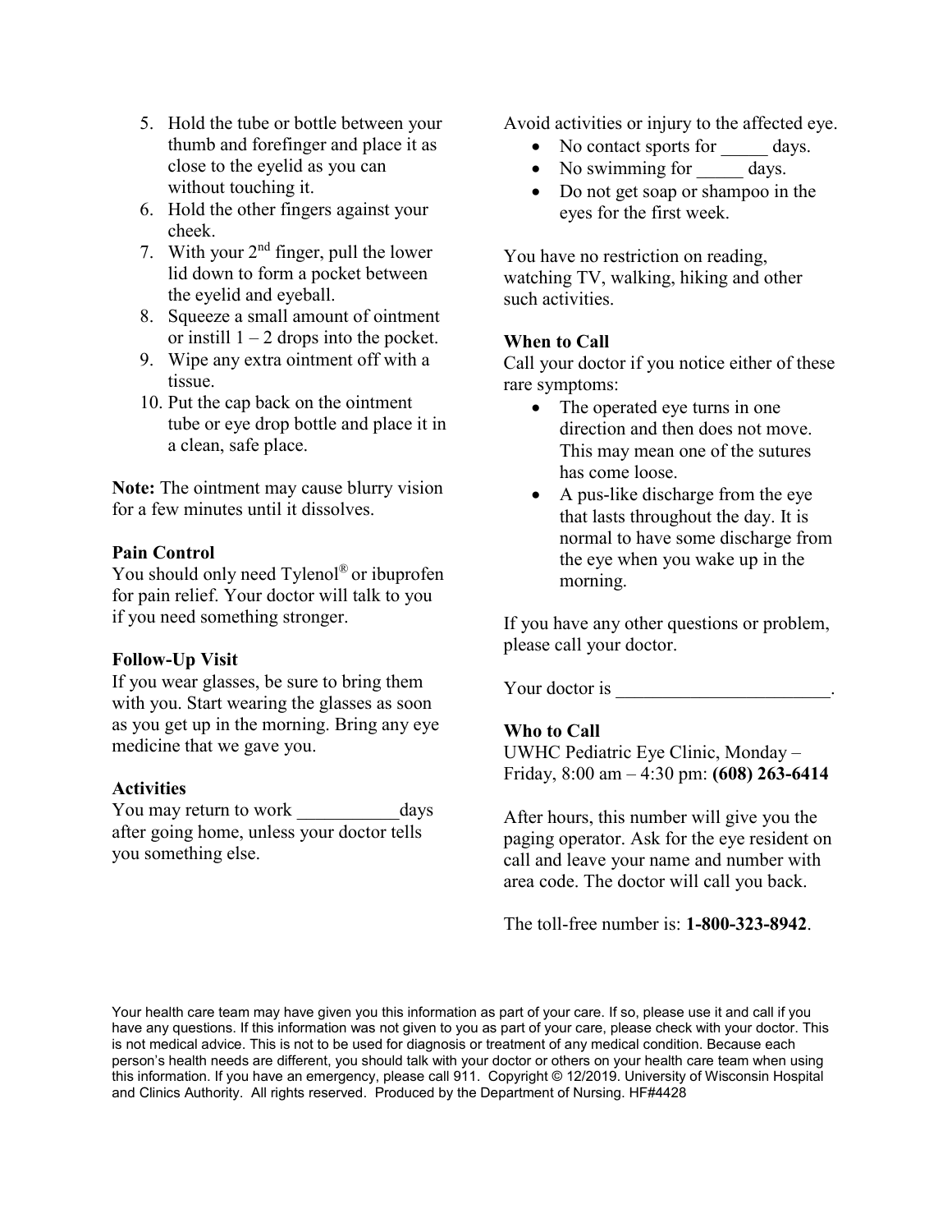5. Hold the tube or bottle between your thumb and forefinger and place it as close to the eyelid as you can without touching it.
6. Hold the other fingers against your cheek.
7. With your 2nd finger, pull the lower lid down to form a pocket between the eyelid and eyeball.
8. Squeeze a small amount of ointment or instill 1 – 2 drops into the pocket.
9. Wipe any extra ointment off with a tissue.
10. Put the cap back on the ointment tube or eye drop bottle and place it in a clean, safe place.

**Note:** The ointment may cause blurry vision for a few minutes until it dissolves.

**Pain Control**

You should only need Tylenol® or ibuprofen for pain relief. Your doctor will talk to you if you need something stronger.

**Follow-Up Visit**

If you wear glasses, be sure to bring them with you. Start wearing the glasses as soon as you get up in the morning. Bring any eye medicine that we gave you.

**Activities**

You may return to work ___________days after going home, unless your doctor tells you something else.

Avoid activities or injury to the affected eye.

- No contact sports for _____ days.
- No swimming for _____ days.
- Do not get soap or shampoo in the eyes for the first week.

You have no restriction on reading, watching TV, walking, hiking and other such activities.

**When to Call**

Call your doctor if you notice either of these rare symptoms:

- The operated eye turns in one direction and then does not move. This may mean one of the sutures has come loose.
- A pus-like discharge from the eye that lasts throughout the day. It is normal to have some discharge from the eye when you wake up in the morning.

If you have any other questions or problem, please call your doctor.

Your doctor is _______________________.

**Who to Call**

UWHC Pediatric Eye Clinic, Monday – Friday, 8:00 am – 4:30 pm: **(608) 263-6414**

After hours, this number will give you the paging operator. Ask for the eye resident on call and leave your name and number with area code. The doctor will call you back.

The toll-free number is: **1-800-323-8942**.

Your health care team may have given you this information as part of your care. If so, please use it and call if you have any questions. If this information was not given to you as part of your care, please check with your doctor. This is not medical advice. This is not to be used for diagnosis or treatment of any medical condition. Because each person's health needs are different, you should talk with your doctor or others on your health care team when using this information. If you have an emergency, please call 911. Copyright © 12/2019. University of Wisconsin Hospital and Clinics Authority. All rights reserved. Produced by the Department of Nursing. HF#4428